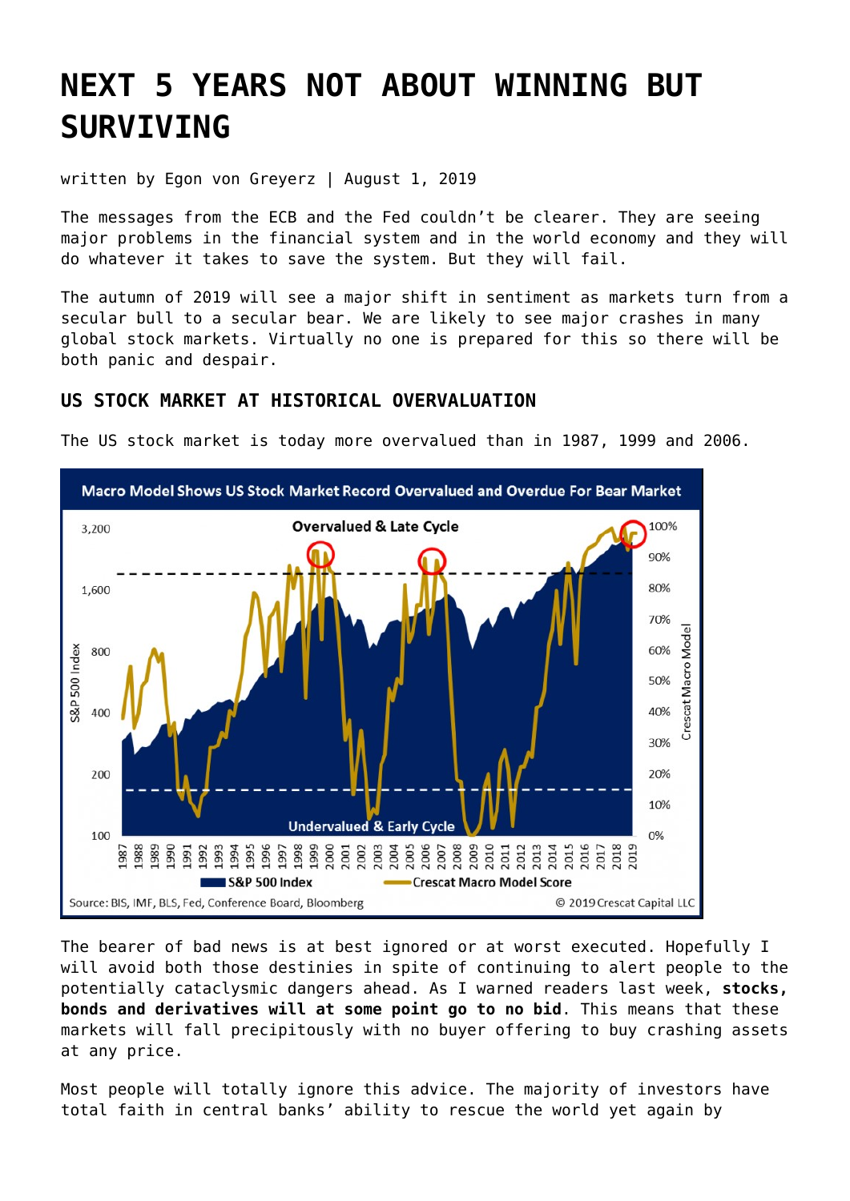# NEXT 5 YEARS NOT ABOUT WINNING BUT SURVIVING

written by Egon von Greyerz | August 1, 2019

The messages from the ECB and the Fed couldn't be clearer. They are seeing major problems in the financial system and in the world economy and they will do whatever it takes to save the system. But they will fail.

The autumn of 2019 will see a major shift in sentiment as markets turn from a secular bull to a secular bear. We are likely to see major crashes in many global stock markets. Virtually no one is prepared for this so there will be both panic and despair.

## US STOCK MARKET AT HISTORICAL OVERVALUATION

The US stock market is today more overvalued than in 1987, 1999 and 2006.

Macro Model Shows US Stock Market Record Overvalued and Overdue For Bear Market

Source: BIS, IMF, BLS, Fed, Conference Board, Bloomberg © 2019 Crescat Capital LLC

The bearer of bad news is at best ignored or at worst executed. Hopefully I will avoid both those destinies in spite of continuing to alert people to the potentially cataclysmic dangers ahead. As I warned readers last week, **stocks, bonds and derivatives will at some point go to no bid**. This means that these markets will fall precipitously with no buyer offering to buy crashing assets at any price.

Most people will totally ignore this advice. The majority of investors have total faith in central banks' ability to rescue the world yet again by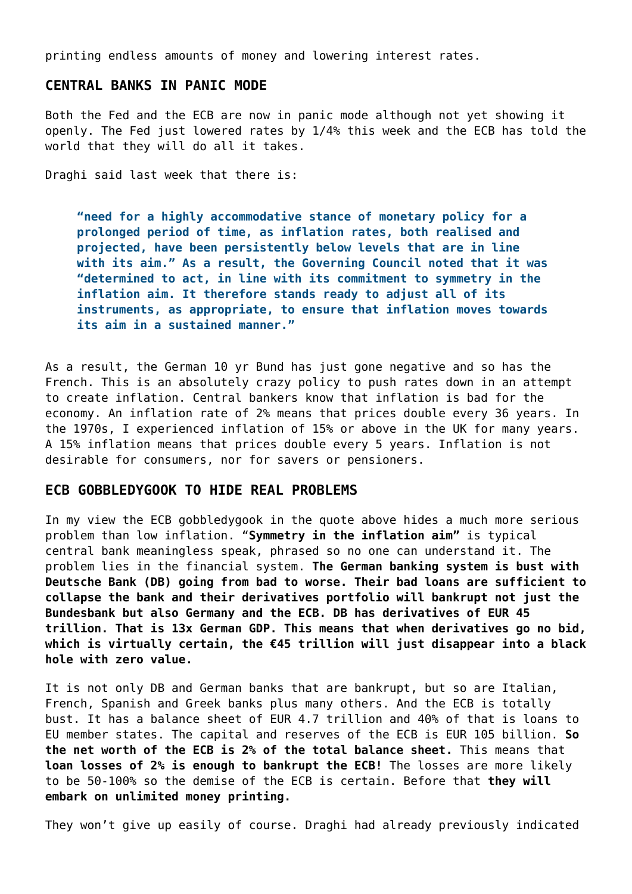printing endless amounts of money and lowering interest rates.

## CENTRAL BANKS IN PANIC MODE

Both the Fed and the ECB are now in panic mode although not yet showing it openly. The Fed just lowered rates by 1/4% this week and the ECB has told the world that they will do all it takes.

Draghi said last week that there is:

> **"need for a highly accommodative stance of monetary policy for a prolonged period of time, as inflation rates, both realised and projected, have been persistently below levels that are in line with its aim." As a result, the Governing Council noted that it was "determined to act, in line with its commitment to symmetry in the inflation aim. It therefore stands ready to adjust all of its instruments, as appropriate, to ensure that inflation moves towards its aim in a sustained manner."**

As a result, the German 10 yr Bund has just gone negative and so has the French. This is an absolutely crazy policy to push rates down in an attempt to create inflation. Central bankers know that inflation is bad for the economy. An inflation rate of 2% means that prices double every 36 years. In the 1970s, I experienced inflation of 15% or above in the UK for many years. A 15% inflation means that prices double every 5 years. Inflation is not desirable for consumers, nor for savers or pensioners.

## ECB GOBBLEDYGOOK TO HIDE REAL PROBLEMS

In my view the ECB gobbledygook in the quote above hides a much more serious problem than low inflation. "**Symmetry in the inflation aim**" is typical central bank meaningless speak, phrased so no one can understand it. The problem lies in the financial system. **The German banking system is bust with Deutsche Bank (DB) going from bad to worse. Their bad loans are sufficient to collapse the bank and their derivatives portfolio will bankrupt not just the Bundesbank but also Germany and the ECB. DB has derivatives of EUR 45 trillion. That is 13x German GDP. This means that when derivatives go no bid, which is virtually certain, the €45 trillion will just disappear into a black hole with zero value.**

It is not only DB and German banks that are bankrupt, but so are Italian, French, Spanish and Greek banks plus many others. And the ECB is totally bust. It has a balance sheet of EUR 4.7 trillion and 40% of that is loans to EU member states. The capital and reserves of the ECB is EUR 105 billion. **So the net worth of the ECB is 2% of the total balance sheet.** This means that **loan losses of 2% is enough to bankrupt the ECB!** The losses are more likely to be 50-100% so the demise of the ECB is certain. Before that **they will embark on unlimited money printing.**

They won't give up easily of course. Draghi had already previously indicated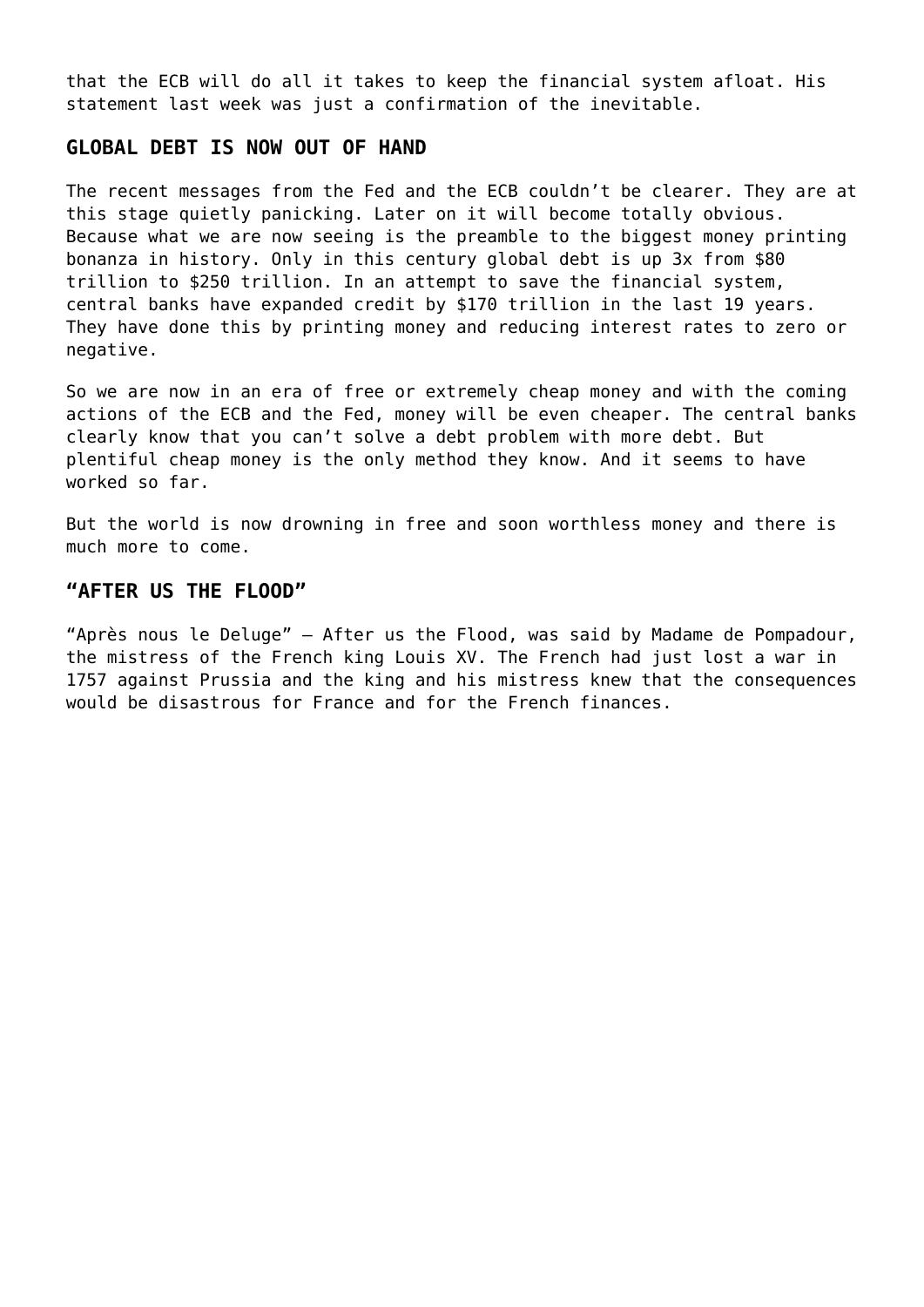that the ECB will do all it takes to keep the financial system afloat. His statement last week was just a confirmation of the inevitable.

## GLOBAL DEBT IS NOW OUT OF HAND

The recent messages from the Fed and the ECB couldn't be clearer. They are at this stage quietly panicking. Later on it will become totally obvious. Because what we are now seeing is the preamble to the biggest money printing bonanza in history. Only in this century global debt is up 3x from $80 trillion to $250 trillion. In an attempt to save the financial system, central banks have expanded credit by $170 trillion in the last 19 years. They have done this by printing money and reducing interest rates to zero or negative.

So we are now in an era of free or extremely cheap money and with the coming actions of the ECB and the Fed, money will be even cheaper. The central banks clearly know that you can't solve a debt problem with more debt. But plentiful cheap money is the only method they know. And it seems to have worked so far.

But the world is now drowning in free and soon worthless money and there is much more to come.

## "AFTER US THE FLOOD"

"Après nous le Deluge" – After us the Flood, was said by Madame de Pompadour, the mistress of the French king Louis XV. The French had just lost a war in 1757 against Prussia and the king and his mistress knew that the consequences would be disastrous for France and for the French finances.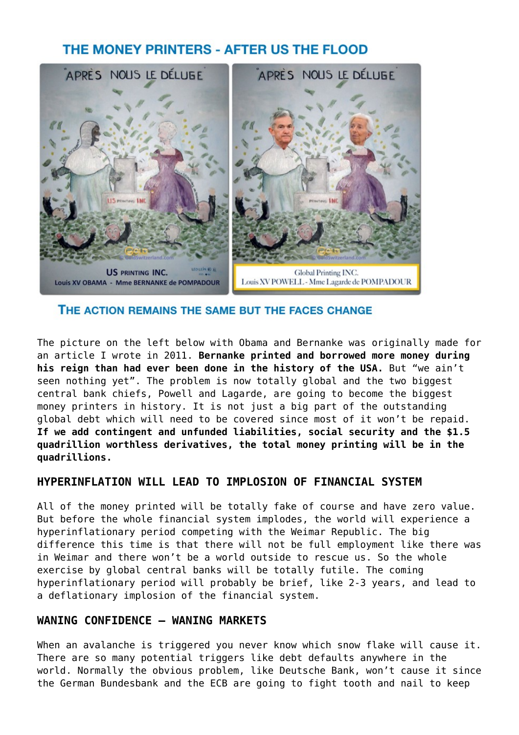## THE MONEY PRINTERS - AFTER US THE FLOOD

### THE ACTION REMAINS THE SAME BUT THE FACES CHANGE

The picture on the left below with Obama and Bernanke was originally made for an article I wrote in 2011. **Bernanke printed and borrowed more money during his reign than had ever been done in the history of the USA.** But "we ain't seen nothing yet". The problem is now totally global and the two biggest central bank chiefs, Powell and Lagarde, are going to become the biggest money printers in history. It is not just a big part of the outstanding global debt which will need to be covered since most of it won't be repaid. **If we add contingent and unfunded liabilities, social security and the $1.5 quadrillion worthless derivatives, the total money printing will be in the quadrillions.**

### HYPERINFLATION WILL LEAD TO IMPLOSION OF FINANCIAL SYSTEM

All of the money printed will be totally fake of course and have zero value. But before the whole financial system implodes, the world will experience a hyperinflationary period competing with the Weimar Republic. The big difference this time is that there will not be full employment like there was in Weimar and there won't be a world outside to rescue us. So the whole exercise by global central banks will be totally futile. The coming hyperinflationary period will probably be brief, like 2-3 years, and lead to a deflationary implosion of the financial system.

### WANING CONFIDENCE – WANING MARKETS

When an avalanche is triggered you never know which snow flake will cause it. There are so many potential triggers like debt defaults anywhere in the world. Normally the obvious problem, like Deutsche Bank, won't cause it since the German Bundesbank and the ECB are going to fight tooth and nail to keep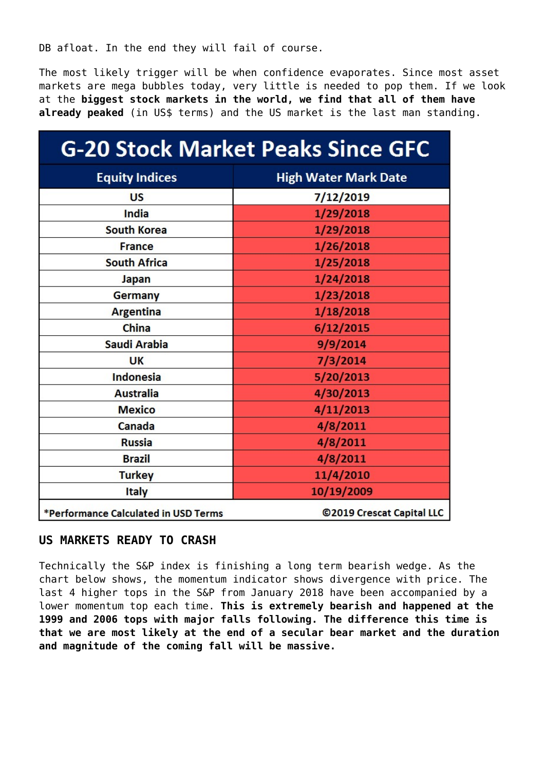DB afloat. In the end they will fail of course.

The most likely trigger will be when confidence evaporates. Since most asset markets are mega bubbles today, very little is needed to pop them. If we look at the **biggest stock markets in the world, we find that all of them have already peaked** (in US$ terms) and the US market is the last man standing.

| G-20 Stock Market Peaks Since GFC | |
|---|---|
| **Equity Indices** | **High Water Mark Date** |
| US | 7/12/2019 |
| India | 1/29/2018 |
| South Korea | 1/29/2018 |
| France | 1/26/2018 |
| South Africa | 1/25/2018 |
| Japan | 1/24/2018 |
| Germany | 1/23/2018 |
| Argentina | 1/18/2018 |
| China | 6/12/2015 |
| Saudi Arabia | 9/9/2014 |
| UK | 7/3/2014 |
| Indonesia | 5/20/2013 |
| Australia | 4/30/2013 |
| Mexico | 4/11/2013 |
| Canada | 4/8/2011 |
| Russia | 4/8/2011 |
| Brazil | 4/8/2011 |
| Turkey | 11/4/2010 |
| Italy | 10/19/2009 |
| *Performance Calculated in USD Terms | ©2019 Crescat Capital LLC |

## US MARKETS READY TO CRASH

Technically the S&P index is finishing a long term bearish wedge. As the chart below shows, the momentum indicator shows divergence with price. The last 4 higher tops in the S&P from January 2018 have been accompanied by a lower momentum top each time. **This is extremely bearish and happened at the 1999 and 2006 tops with major falls following. The difference this time is that we are most likely at the end of a secular bear market and the duration and magnitude of the coming fall will be massive.**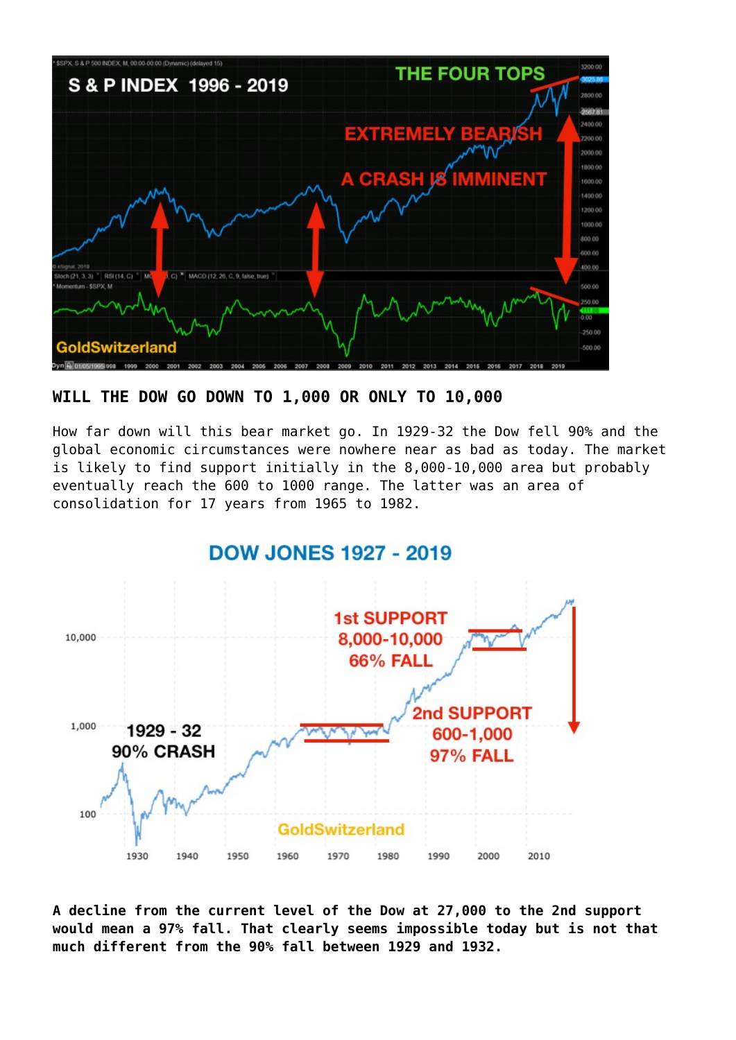## WILL THE DOW GO DOWN TO 1,000 OR ONLY TO 10,000

How far down will this bear market go. In 1929-32 the Dow fell 90% and the global economic circumstances were nowhere near as bad as today. The market is likely to find support initially in the 8,000-10,000 area but probably eventually reach the 600 to 1000 range. The latter was an area of consolidation for 17 years from 1965 to 1982.

**A decline from the current level of the Dow at 27,000 to the 2nd support would mean a 97% fall. That clearly seems impossible today but is not that much different from the 90% fall between 1929 and 1932.**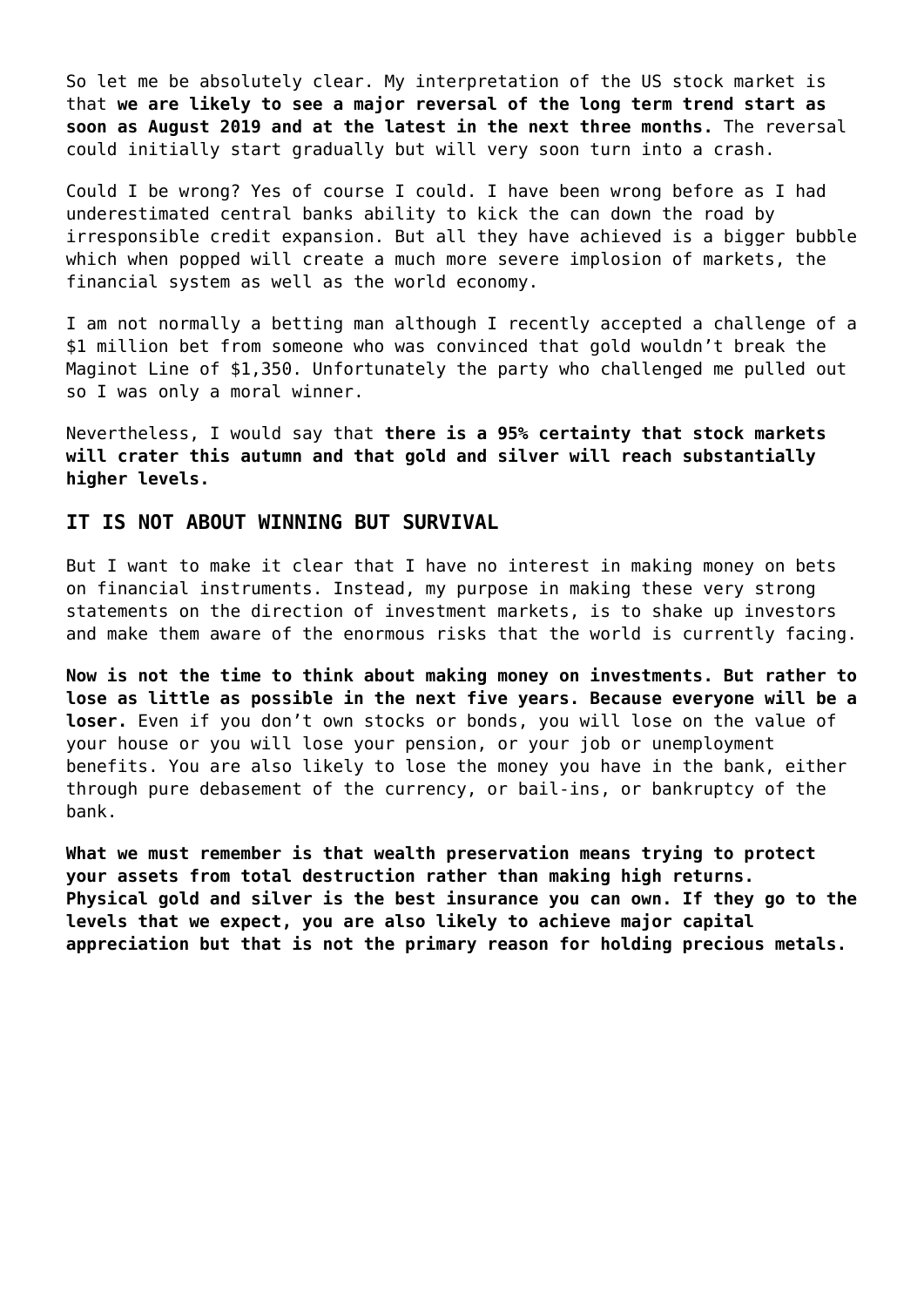So let me be absolutely clear. My interpretation of the US stock market is that **we are likely to see a major reversal of the long term trend start as soon as August 2019 and at the latest in the next three months.** The reversal could initially start gradually but will very soon turn into a crash.

Could I be wrong? Yes of course I could. I have been wrong before as I had underestimated central banks ability to kick the can down the road by irresponsible credit expansion. But all they have achieved is a bigger bubble which when popped will create a much more severe implosion of markets, the financial system as well as the world economy.

I am not normally a betting man although I recently accepted a challenge of a $1 million bet from someone who was convinced that gold wouldn't break the Maginot Line of $1,350. Unfortunately the party who challenged me pulled out so I was only a moral winner.

Nevertheless, I would say that **there is a 95% certainty that stock markets will crater this autumn and that gold and silver will reach substantially higher levels.**

## IT IS NOT ABOUT WINNING BUT SURVIVAL

But I want to make it clear that I have no interest in making money on bets on financial instruments. Instead, my purpose in making these very strong statements on the direction of investment markets, is to shake up investors and make them aware of the enormous risks that the world is currently facing.

**Now is not the time to think about making money on investments. But rather to lose as little as possible in the next five years. Because everyone will be a loser.** Even if you don't own stocks or bonds, you will lose on the value of your house or you will lose your pension, or your job or unemployment benefits. You are also likely to lose the money you have in the bank, either through pure debasement of the currency, or bail-ins, or bankruptcy of the bank.

**What we must remember is that wealth preservation means trying to protect your assets from total destruction rather than making high returns. Physical gold and silver is the best insurance you can own. If they go to the levels that we expect, you are also likely to achieve major capital appreciation but that is not the primary reason for holding precious metals.**